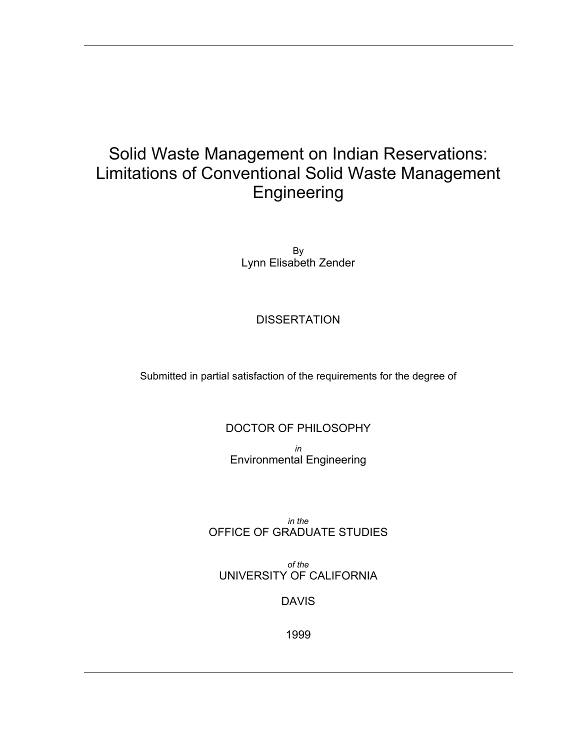# Solid Waste Management on Indian Reservations: Limitations of Conventional Solid Waste Management Engineering

By

Lynn Elisabeth Zender

DISSERTATION

Submitted in partial satisfaction of the requirements for the degree of

DOCTOR OF PHILOSOPHY

*in*

Environmental Engineering

*in the*

OFFICE OF GRADUATE STUDIES

*of the*

UNIVERSITY OF CALIFORNIA

DAVIS

1999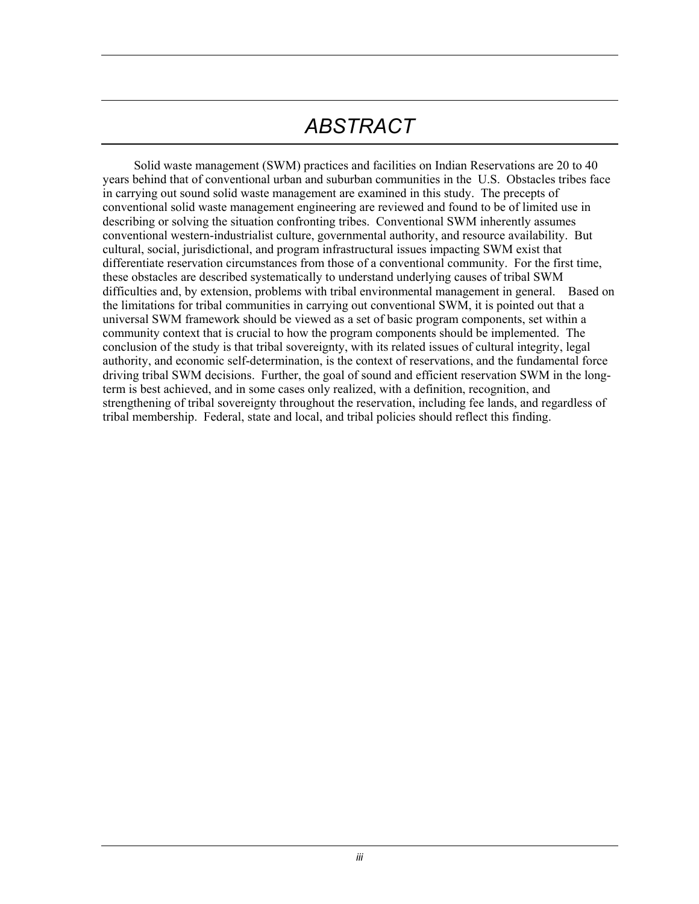# ABSTRACT

Solid waste management (SWM) practices and facilities on Indian Reservations are 20 to 40 years behind that of conventional urban and suburban communities in the U.S. Obstacles tribes face in carrying out sound solid waste management are examined in this study. The precepts of conventional solid waste management engineering are reviewed and found to be of limited use in describing or solving the situation confronting tribes. Conventional SWM inherently assumes conventional western-industrialist culture, governmental authority, and resource availability. But cultural, social, jurisdictional, and program infrastructural issues impacting SWM exist that differentiate reservation circumstances from those of a conventional community. For the first time, these obstacles are described systematically to understand underlying causes of tribal SWM difficulties and, by extension, problems with tribal environmental management in general. Based on the limitations for tribal communities in carrying out conventional SWM, it is pointed out that a universal SWM framework should be viewed as a set of basic program components, set within a community context that is crucial to how the program components should be implemented. The conclusion of the study is that tribal sovereignty, with its related issues of cultural integrity, legal authority, and economic self-determination, is the context of reservations, and the fundamental force driving tribal SWM decisions. Further, the goal of sound and efficient reservation SWM in the long-term is best achieved, and in some cases only realized, with a definition, recognition, and strengthening of tribal sovereignty throughout the reservation, including fee lands, and regardless of tribal membership. Federal, state and local, and tribal policies should reflect this finding.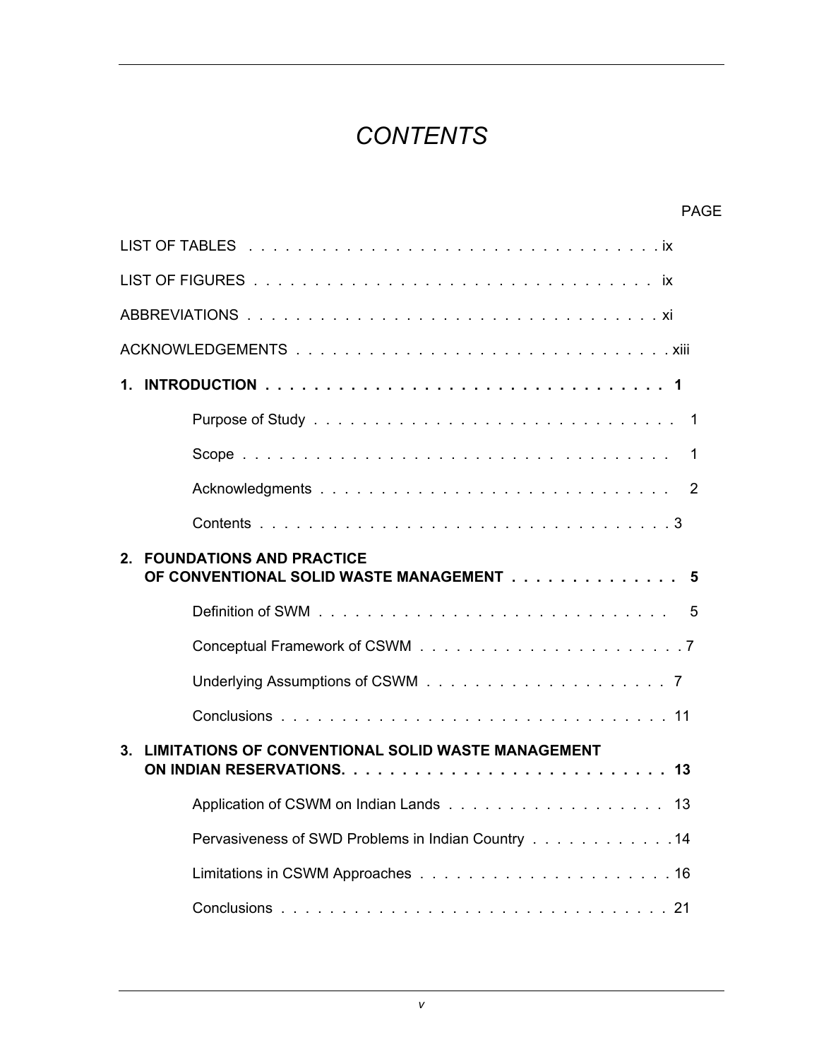# *CONTENTS*

PAGE

LIST OF TABLES . . . . . . . . . . . . . . . . . . . . . . . . . . . . . . . . . . ix

LIST OF FIGURES . . . . . . . . . . . . . . . . . . . . . . . . . . . . . . . . . ix

ABBREVIATIONS . . . . . . . . . . . . . . . . . . . . . . . . . . . . . . . . . . xi

ACKNOWLEDGEMENTS . . . . . . . . . . . . . . . . . . . . . . . . . . . . . . . xiii

**1. INTRODUCTION . . . . . . . . . . . . . . . . . . . . . . . . . . . . . . . . . 1**

Purpose of Study . . . . . . . . . . . . . . . . . . . . . . . . . . . . . . 1

Scope . . . . . . . . . . . . . . . . . . . . . . . . . . . . . . . . . . . . 1

Acknowledgments . . . . . . . . . . . . . . . . . . . . . . . . . . . . . 2

Contents . . . . . . . . . . . . . . . . . . . . . . . . . . . . . . . . . . 3

**2. FOUNDATIONS AND PRACTICE OF CONVENTIONAL SOLID WASTE MANAGEMENT . . . . . . . . . . . . . . 5**

Definition of SWM . . . . . . . . . . . . . . . . . . . . . . . . . . . . . 5

Conceptual Framework of CSWM . . . . . . . . . . . . . . . . . . . . . . 7

Underlying Assumptions of CSWM . . . . . . . . . . . . . . . . . . . . 7

Conclusions . . . . . . . . . . . . . . . . . . . . . . . . . . . . . . . . 11

**3. LIMITATIONS OF CONVENTIONAL SOLID WASTE MANAGEMENT ON INDIAN RESERVATIONS. . . . . . . . . . . . . . . . . . . . . . . . . . . 13**

Application of CSWM on Indian Lands . . . . . . . . . . . . . . . . . . 13

Pervasiveness of SWD Problems in Indian Country . . . . . . . . . . . . 14

Limitations in CSWM Approaches . . . . . . . . . . . . . . . . . . . . . 16

Conclusions . . . . . . . . . . . . . . . . . . . . . . . . . . . . . . . . 21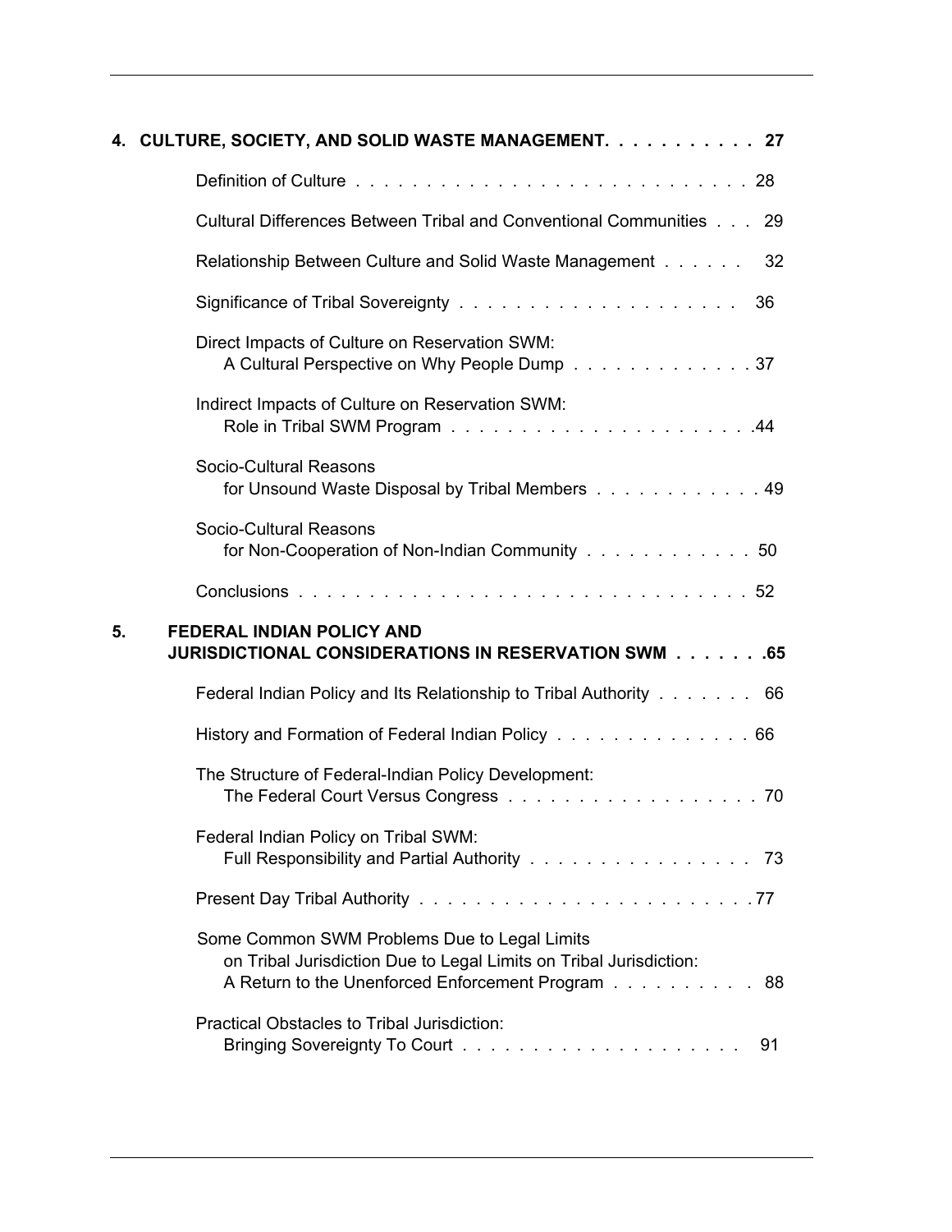**4. CULTURE, SOCIETY, AND SOLID WASTE MANAGEMENT. . . . . . . . . . . 27**

- Definition of Culture . . . . . . . . . . . . . . . . . . . . . . . . . . . 28
- Cultural Differences Between Tribal and Conventional Communities . . . 29
- Relationship Between Culture and Solid Waste Management . . . . . . 32
- Significance of Tribal Sovereignty . . . . . . . . . . . . . . . . . . . 36
- Direct Impacts of Culture on Reservation SWM: A Cultural Perspective on Why People Dump . . . . . . . . . . . . . 37
- Indirect Impacts of Culture on Reservation SWM: Role in Tribal SWM Program . . . . . . . . . . . . . . . . . . . . .44
- Socio-Cultural Reasons for Unsound Waste Disposal by Tribal Members . . . . . . . . . . . . 49
- Socio-Cultural Reasons for Non-Cooperation of Non-Indian Community . . . . . . . . . . . . 50
- Conclusions . . . . . . . . . . . . . . . . . . . . . . . . . . . . . . 52

**5. FEDERAL INDIAN POLICY AND JURISDICTIONAL CONSIDERATIONS IN RESERVATION SWM . . . . . . .65**

- Federal Indian Policy and Its Relationship to Tribal Authority . . . . . . . 66
- History and Formation of Federal Indian Policy . . . . . . . . . . . . . . 66
- The Structure of Federal-Indian Policy Development: The Federal Court Versus Congress . . . . . . . . . . . . . . . . . . 70
- Federal Indian Policy on Tribal SWM: Full Responsibility and Partial Authority . . . . . . . . . . . . . . . . 73
- Present Day Tribal Authority . . . . . . . . . . . . . . . . . . . . . . .77
- Some Common SWM Problems Due to Legal Limits on Tribal Jurisdiction Due to Legal Limits on Tribal Jurisdiction: A Return to the Unenforced Enforcement Program . . . . . . . . . . 88
- Practical Obstacles to Tribal Jurisdiction: Bringing Sovereignty To Court . . . . . . . . . . . . . . . . . . . 91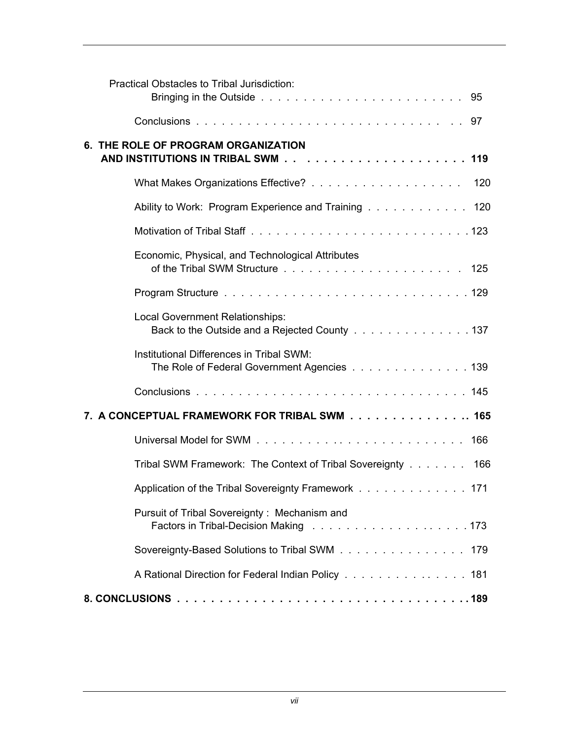Practical Obstacles to Tribal Jurisdiction: Bringing in the Outside . . . . . . . . . . . . . . . . . . . . . . . 95

Conclusions . . . . . . . . . . . . . . . . . . . . . . . . . . . . . . . . 97

**6. THE ROLE OF PROGRAM ORGANIZATION AND INSTITUTIONS IN TRIBAL SWM . . . . . . . . . . . . . . . . . . . . . . . 119**

What Makes Organizations Effective? . . . . . . . . . . . . . . . . . . 120

Ability to Work: Program Experience and Training . . . . . . . . . . . . 120

Motivation of Tribal Staff . . . . . . . . . . . . . . . . . . . . . . . . . . 123

Economic, Physical, and Technological Attributes of the Tribal SWM Structure . . . . . . . . . . . . . . . . . . . . 125

Program Structure . . . . . . . . . . . . . . . . . . . . . . . . . . . . 129

Local Government Relationships: Back to the Outside and a Rejected County . . . . . . . . . . . . . . 137

Institutional Differences in Tribal SWM: The Role of Federal Government Agencies . . . . . . . . . . . . . . 139

Conclusions . . . . . . . . . . . . . . . . . . . . . . . . . . . . . . . . 145

**7. A CONCEPTUAL FRAMEWORK FOR TRIBAL SWM . . . . . . . . . . . . . . . 165**

Universal Model for SWM . . . . . . . . . . . . . . . . . . . . . . . . . 166

Tribal SWM Framework: The Context of Tribal Sovereignty . . . . . . . 166

Application of the Tribal Sovereignty Framework . . . . . . . . . . . . . 171

Pursuit of Tribal Sovereignty : Mechanism and Factors in Tribal-Decision Making . . . . . . . . . . . . . . . . . . 173

Sovereignty-Based Solutions to Tribal SWM . . . . . . . . . . . . . . . 179

A Rational Direction for Federal Indian Policy . . . . . . . . . . . . . . 181

**8. CONCLUSIONS . . . . . . . . . . . . . . . . . . . . . . . . . . . . . . . . . . . 189**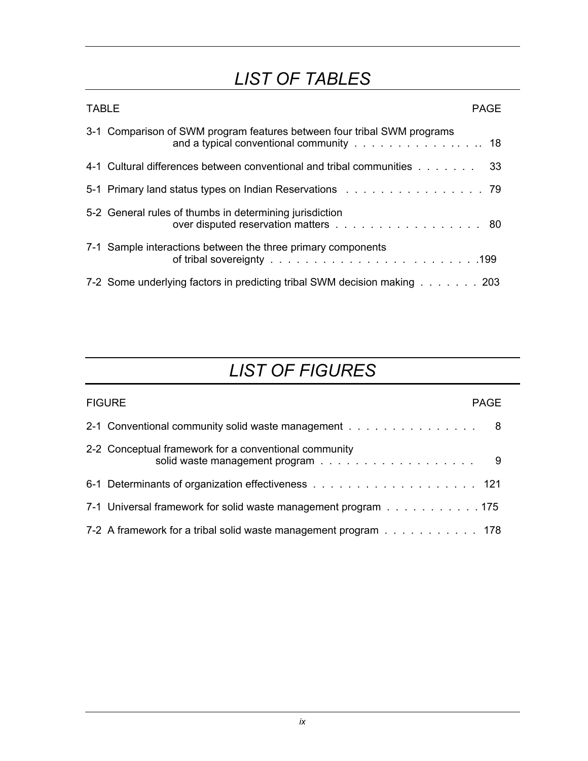# LIST OF TABLES

| TABLE | PAGE |
|---|---|
| 3-1 Comparison of SWM program features between four tribal SWM programs and a typical conventional community | 18 |
| 4-1 Cultural differences between conventional and tribal communities | 33 |
| 5-1 Primary land status types on Indian Reservations | 79 |
| 5-2 General rules of thumbs in determining jurisdiction over disputed reservation matters | 80 |
| 7-1 Sample interactions between the three primary components of tribal sovereignty | 199 |
| 7-2 Some underlying factors in predicting tribal SWM decision making | 203 |

# LIST OF FIGURES

| FIGURE | PAGE |
|---|---|
| 2-1 Conventional community solid waste management | 8 |
| 2-2 Conceptual framework for a conventional community solid waste management program | 9 |
| 6-1 Determinants of organization effectiveness | 121 |
| 7-1 Universal framework for solid waste management program | 175 |
| 7-2 A framework for a tribal solid waste management program | 178 |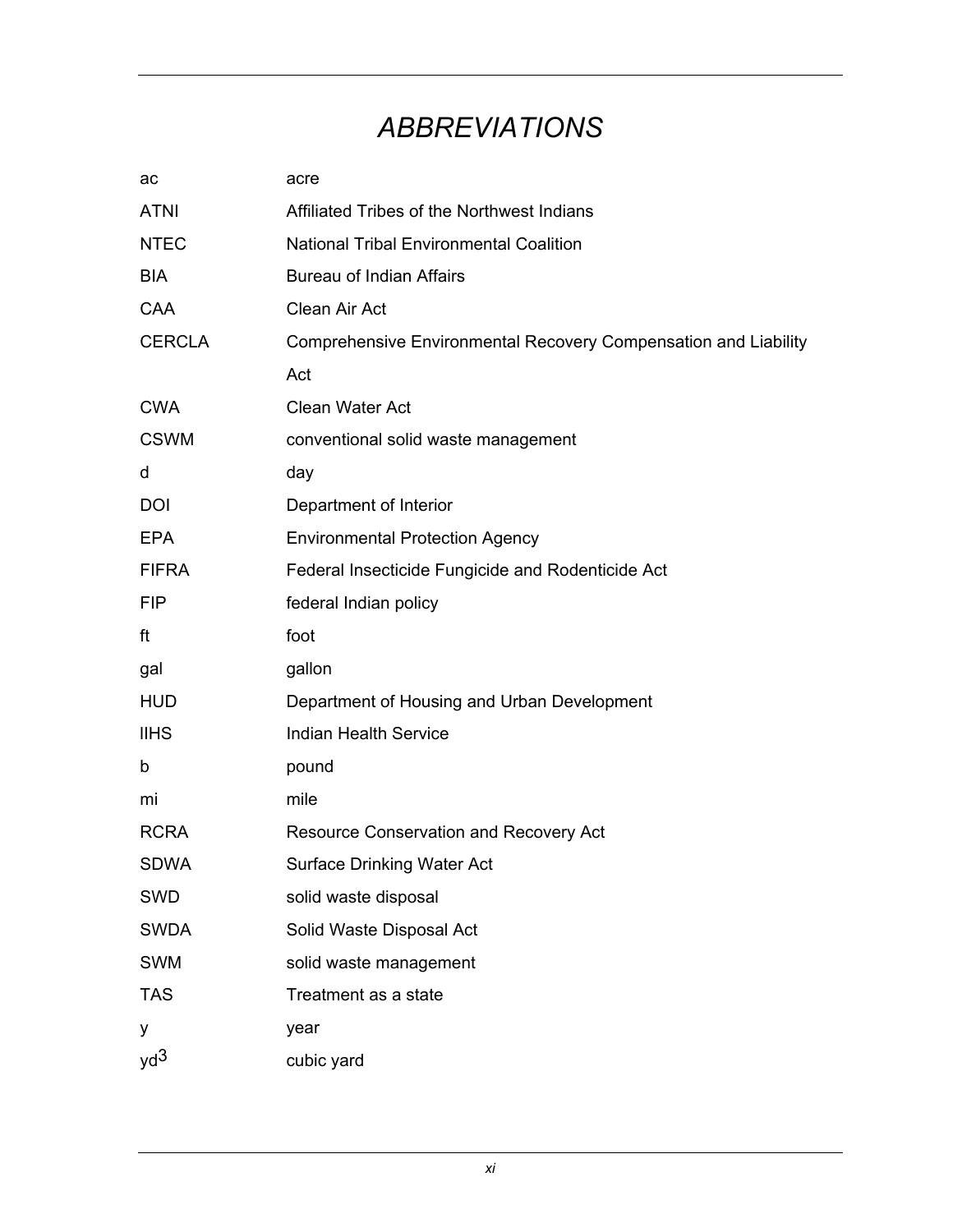# ABBREVIATIONS

| | |
|---|---|
| ac | acre |
| ATNI | Affiliated Tribes of the Northwest Indians |
| NTEC | National Tribal Environmental Coalition |
| BIA | Bureau of Indian Affairs |
| CAA | Clean Air Act |
| CERCLA | Comprehensive Environmental Recovery Compensation and Liability Act |
| CWA | Clean Water Act |
| CSWM | conventional solid waste management |
| d | day |
| DOI | Department of Interior |
| EPA | Environmental Protection Agency |
| FIFRA | Federal Insecticide Fungicide and Rodenticide Act |
| FIP | federal Indian policy |
| ft | foot |
| gal | gallon |
| HUD | Department of Housing and Urban Development |
| IIHS | Indian Health Service |
| b | pound |
| mi | mile |
| RCRA | Resource Conservation and Recovery Act |
| SDWA | Surface Drinking Water Act |
| SWD | solid waste disposal |
| SWDA | Solid Waste Disposal Act |
| SWM | solid waste management |
| TAS | Treatment as a state |
| y | year |
| $yd^3$ | cubic yard |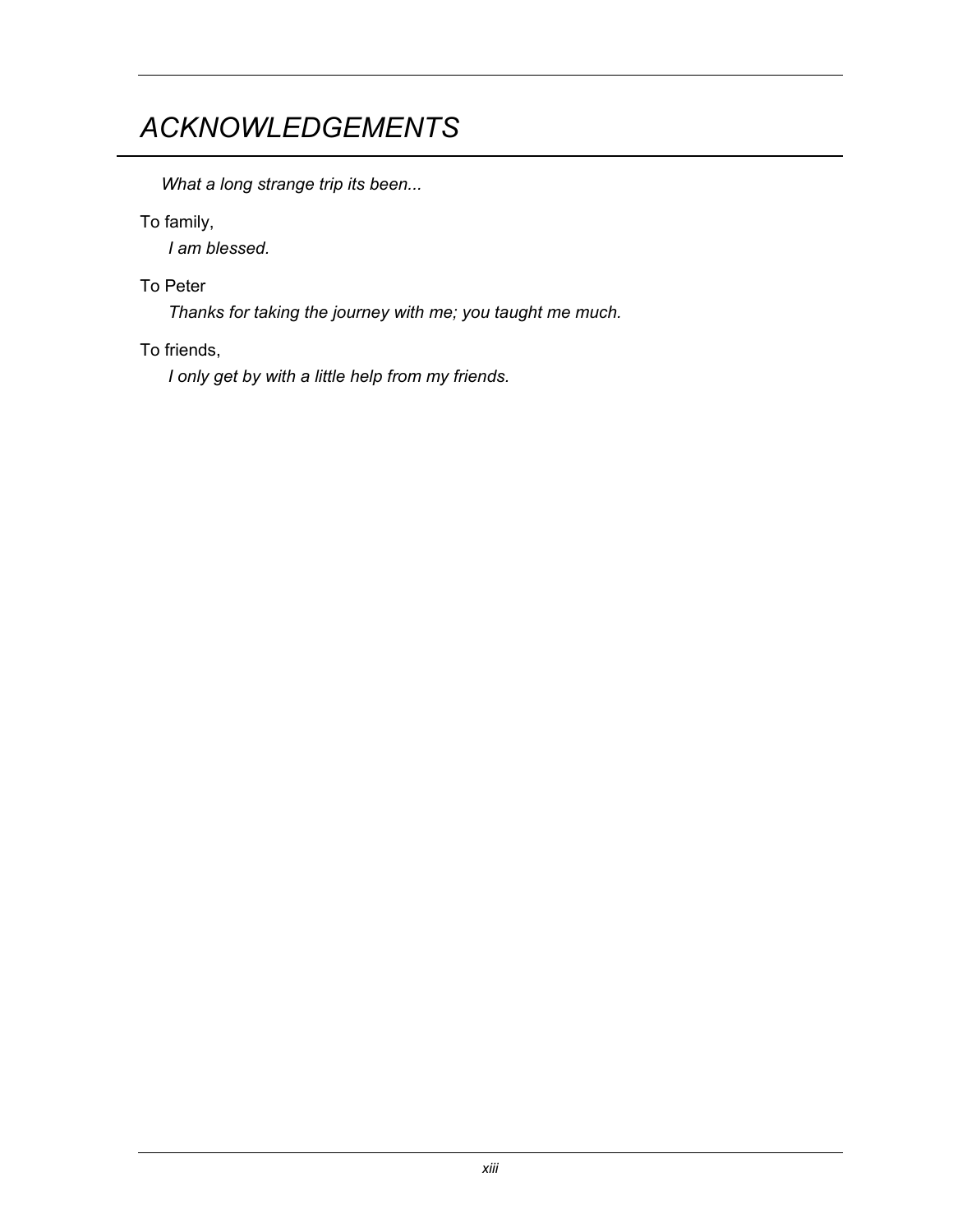# *ACKNOWLEDGEMENTS*

*What a long strange trip its been...*

To family,

*I am blessed*.

To Peter

*Thanks for taking the journey with me; you taught me much.*

To friends,

*I only get by with a little help from my friends.*